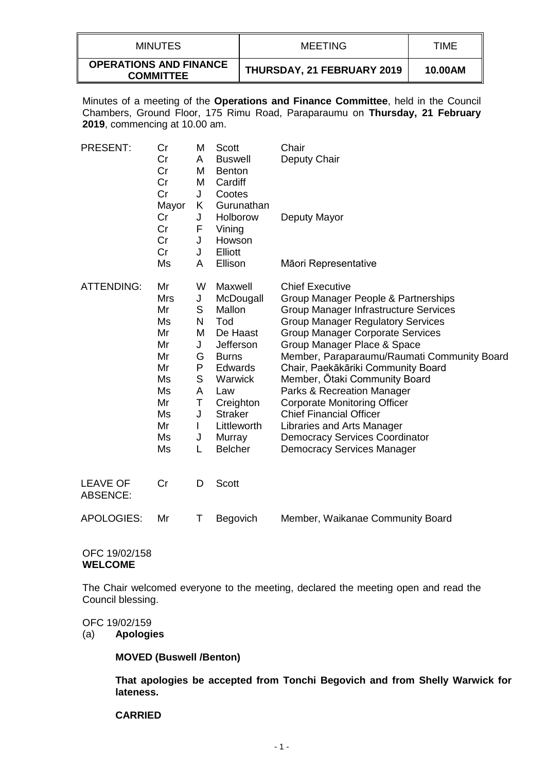| MINUTES | MEETING | TIME |
|---|---|---|
| **OPERATIONS AND FINANCE COMMITTEE** | **THURSDAY, 21 FEBRUARY 2019** | **10.00AM** |

Minutes of a meeting of the **Operations and Finance Committee**, held in the Council Chambers, Ground Floor, 175 Rimu Road, Paraparaumu on **Thursday, 21 February 2019**, commencing at 10.00 am.

| | | | | |
|---|---|---|---|---|
| PRESENT: | Cr | M | Scott | Chair |
| | Cr | A | Buswell | Deputy Chair |
| | Cr | M | Benton | |
| | Cr | M | Cardiff | |
| | Cr | J | Cootes | |
| | Mayor | K | Gurunathan | |
| | Cr | J | Holborow | Deputy Mayor |
| | Cr | F | Vining | |
| | Cr | J | Howson | |
| | Cr | J | Elliott | |
| | Ms | A | Ellison | Māori Representative |
| ATTENDING: | Mr | W | Maxwell | Chief Executive |
| | Mrs | J | McDougall | Group Manager People & Partnerships |
| | Mr | S | Mallon | Group Manager Infrastructure Services |
| | Ms | N | Tod | Group Manager Regulatory Services |
| | Mr | M | De Haast | Group Manager Corporate Services |
| | Mr | J | Jefferson | Group Manager Place & Space |
| | Mr | G | Burns | Member, Paraparaumu/Raumati Community Board |
| | Mr | P | Edwards | Chair, Paekākāriki Community Board |
| | Ms | S | Warwick | Member, Ōtaki Community Board |
| | Ms | A | Law | Parks & Recreation Manager |
| | Mr | T | Creighton | Corporate Monitoring Officer |
| | Ms | J | Straker | Chief Financial Officer |
| | Mr | I | Littleworth | Libraries and Arts Manager |
| | Ms | J | Murray | Democracy Services Coordinator |
| | Ms | L | Belcher | Democracy Services Manager |
| LEAVE OF ABSENCE: | Cr | D | Scott | |
| APOLOGIES: | Mr | T | Begovich | Member, Waikanae Community Board |

OFC 19/02/158
**WELCOME**

The Chair welcomed everyone to the meeting, declared the meeting open and read the Council blessing.

OFC 19/02/159
(a) **Apologies**

**MOVED (Buswell /Benton)**

**That apologies be accepted from Tonchi Begovich and from Shelly Warwick for lateness.**

**CARRIED**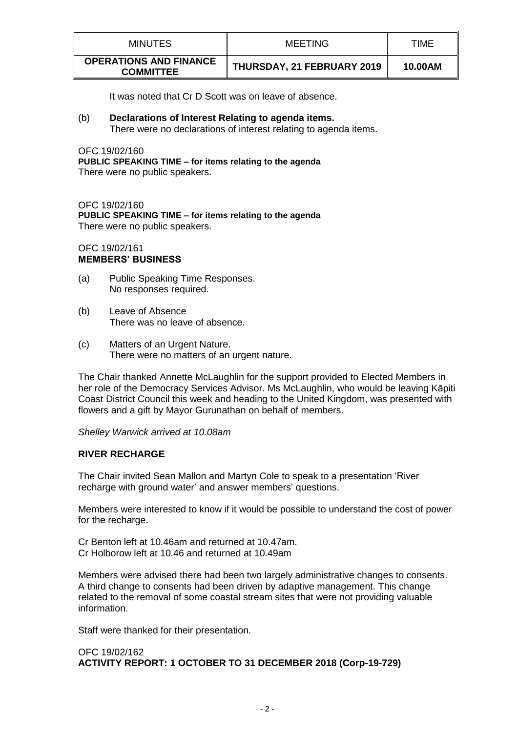It was noted that Cr D Scott was on leave of absence.

(b) **Declarations of Interest Relating to agenda items.**
There were no declarations of interest relating to agenda items.

OFC 19/02/160
**PUBLIC SPEAKING TIME – for items relating to the agenda**
There were no public speakers.

OFC 19/02/160
**PUBLIC SPEAKING TIME – for items relating to the agenda**
There were no public speakers.

OFC 19/02/161
**MEMBERS' BUSINESS**

(a) Public Speaking Time Responses.
No responses required.

(b) Leave of Absence
There was no leave of absence.

(c) Matters of an Urgent Nature.
There were no matters of an urgent nature.

The Chair thanked Annette McLaughlin for the support provided to Elected Members in her role of the Democracy Services Advisor. Ms McLaughlin, who would be leaving Kāpiti Coast District Council this week and heading to the United Kingdom, was presented with flowers and a gift by Mayor Gurunathan on behalf of members.

*Shelley Warwick arrived at 10.08am*

**RIVER RECHARGE**

The Chair invited Sean Mallon and Martyn Cole to speak to a presentation 'River recharge with ground water' and answer members' questions.

Members were interested to know if it would be possible to understand the cost of power for the recharge.

Cr Benton left at 10.46am and returned at 10.47am.
Cr Holborow left at 10.46 and returned at 10.49am

Members were advised there had been two largely administrative changes to consents. A third change to consents had been driven by adaptive management. This change related to the removal of some coastal stream sites that were not providing valuable information.

Staff were thanked for their presentation.

OFC 19/02/162
**ACTIVITY REPORT: 1 OCTOBER TO 31 DECEMBER 2018 (Corp-19-729)**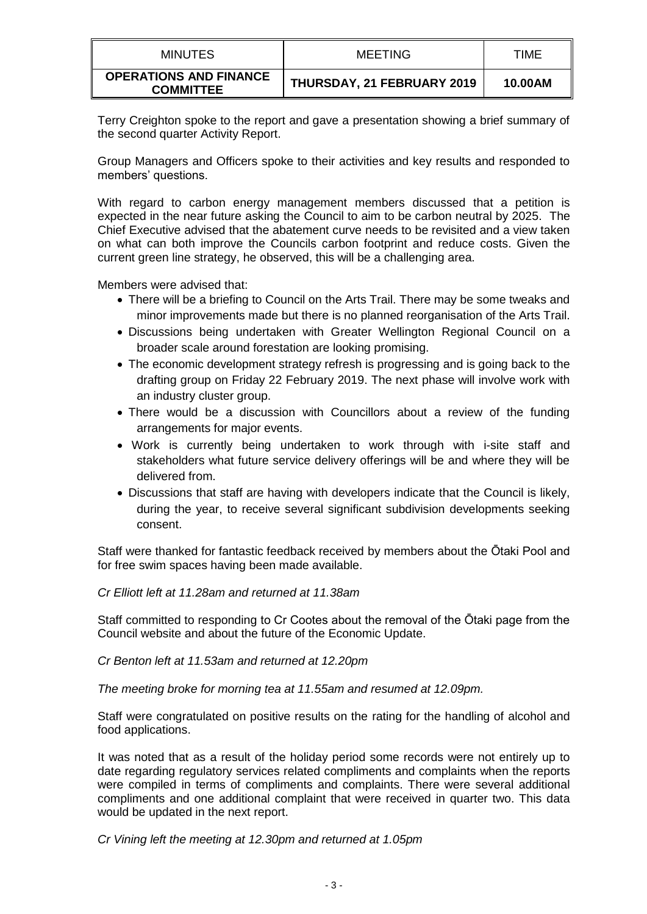Terry Creighton spoke to the report and gave a presentation showing a brief summary of the second quarter Activity Report.

Group Managers and Officers spoke to their activities and key results and responded to members' questions.

With regard to carbon energy management members discussed that a petition is expected in the near future asking the Council to aim to be carbon neutral by 2025. The Chief Executive advised that the abatement curve needs to be revisited and a view taken on what can both improve the Councils carbon footprint and reduce costs. Given the current green line strategy, he observed, this will be a challenging area.

Members were advised that:

- There will be a briefing to Council on the Arts Trail. There may be some tweaks and minor improvements made but there is no planned reorganisation of the Arts Trail.
- Discussions being undertaken with Greater Wellington Regional Council on a broader scale around forestation are looking promising.
- The economic development strategy refresh is progressing and is going back to the drafting group on Friday 22 February 2019. The next phase will involve work with an industry cluster group.
- There would be a discussion with Councillors about a review of the funding arrangements for major events.
- Work is currently being undertaken to work through with i-site staff and stakeholders what future service delivery offerings will be and where they will be delivered from.
- Discussions that staff are having with developers indicate that the Council is likely, during the year, to receive several significant subdivision developments seeking consent.

Staff were thanked for fantastic feedback received by members about the Ōtaki Pool and for free swim spaces having been made available.

*Cr Elliott left at 11.28am and returned at 11.38am*

Staff committed to responding to Cr Cootes about the removal of the Ōtaki page from the Council website and about the future of the Economic Update.

*Cr Benton left at 11.53am and returned at 12.20pm*

*The meeting broke for morning tea at 11.55am and resumed at 12.09pm.*

Staff were congratulated on positive results on the rating for the handling of alcohol and food applications.

It was noted that as a result of the holiday period some records were not entirely up to date regarding regulatory services related compliments and complaints when the reports were compiled in terms of compliments and complaints. There were several additional compliments and one additional complaint that were received in quarter two. This data would be updated in the next report.

*Cr Vining left the meeting at 12.30pm and returned at 1.05pm*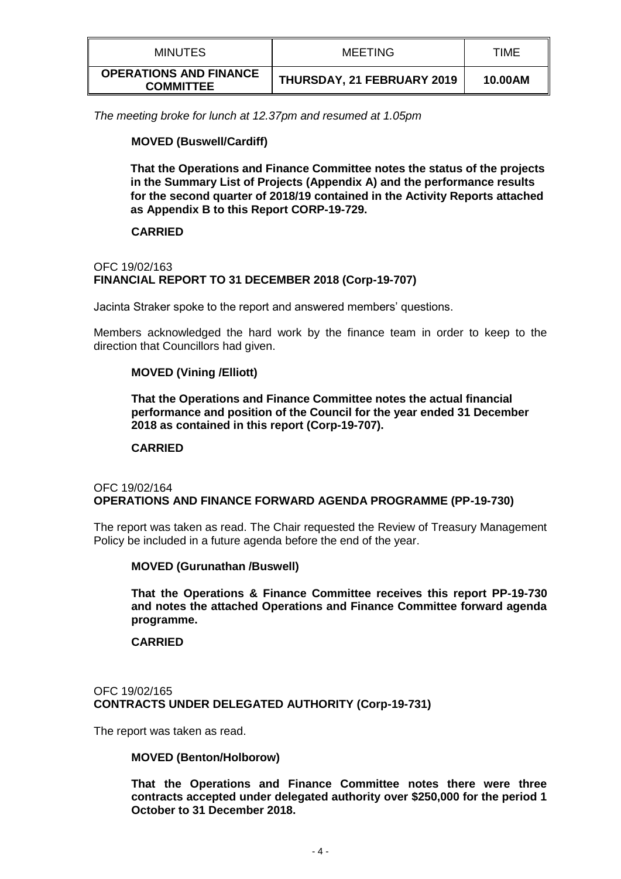*The meeting broke for lunch at 12.37pm and resumed at 1.05pm*

**MOVED (Buswell/Cardiff)**

**That the Operations and Finance Committee notes the status of the projects in the Summary List of Projects (Appendix A) and the performance results for the second quarter of 2018/19 contained in the Activity Reports attached as Appendix B to this Report CORP-19-729.**

**CARRIED**

OFC 19/02/163
**FINANCIAL REPORT TO 31 DECEMBER 2018 (Corp-19-707)**

Jacinta Straker spoke to the report and answered members' questions.

Members acknowledged the hard work by the finance team in order to keep to the direction that Councillors had given.

**MOVED (Vining /Elliott)**

**That the Operations and Finance Committee notes the actual financial performance and position of the Council for the year ended 31 December 2018 as contained in this report (Corp-19-707).**

**CARRIED**

OFC 19/02/164
**OPERATIONS AND FINANCE FORWARD AGENDA PROGRAMME (PP-19-730)**

The report was taken as read. The Chair requested the Review of Treasury Management Policy be included in a future agenda before the end of the year.

**MOVED (Gurunathan /Buswell)**

**That the Operations & Finance Committee receives this report PP-19-730 and notes the attached Operations and Finance Committee forward agenda programme.**

**CARRIED**

OFC 19/02/165
**CONTRACTS UNDER DELEGATED AUTHORITY (Corp-19-731)**

The report was taken as read.

**MOVED (Benton/Holborow)**

**That the Operations and Finance Committee notes there were three contracts accepted under delegated authority over $250,000 for the period 1 October to 31 December 2018.**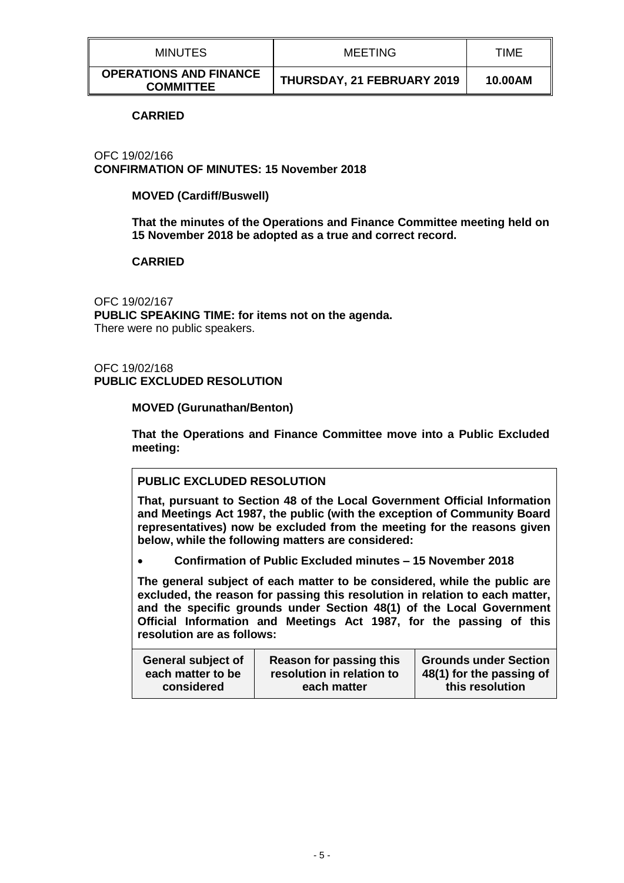**CARRIED**

OFC 19/02/166
**CONFIRMATION OF MINUTES: 15 November 2018**

**MOVED (Cardiff/Buswell)**

**That the minutes of the Operations and Finance Committee meeting held on 15 November 2018 be adopted as a true and correct record.**

**CARRIED**

OFC 19/02/167
**PUBLIC SPEAKING TIME: for items not on the agenda.**
There were no public speakers.

OFC 19/02/168
**PUBLIC EXCLUDED RESOLUTION**

**MOVED (Gurunathan/Benton)**

**That the Operations and Finance Committee move into a Public Excluded meeting:**

**PUBLIC EXCLUDED RESOLUTION**

**That, pursuant to Section 48 of the Local Government Official Information and Meetings Act 1987, the public (with the exception of Community Board representatives) now be excluded from the meeting for the reasons given below, while the following matters are considered:**

- **Confirmation of Public Excluded minutes – 15 November 2018**

**The general subject of each matter to be considered, while the public are excluded, the reason for passing this resolution in relation to each matter, and the specific grounds under Section 48(1) of the Local Government Official Information and Meetings Act 1987, for the passing of this resolution are as follows:**

| General subject of each matter to be considered | Reason for passing this resolution in relation to each matter | Grounds under Section 48(1) for the passing of this resolution |
|---|---|---|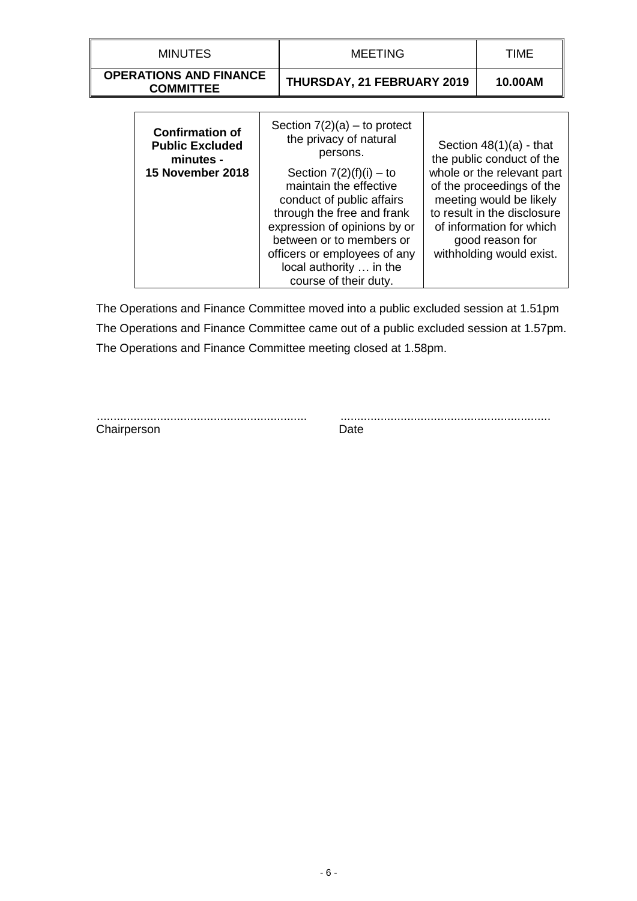| MINUTES | MEETING | TIME |
|---|---|---|
| **OPERATIONS AND FINANCE COMMITTEE** | **THURSDAY, 21 FEBRUARY 2019** | **10.00AM** |

| | | |
|---|---|---|
| **Confirmation of Public Excluded minutes - 15 November 2018** | Section 7(2)(a) – to protect the privacy of natural persons.<br><br>Section 7(2)(f)(i) – to maintain the effective conduct of public affairs through the free and frank expression of opinions by or between or to members or officers or employees of any local authority … in the course of their duty. | Section 48(1)(a) - that the public conduct of the whole or the relevant part of the proceedings of the meeting would be likely to result in the disclosure of information for which good reason for withholding would exist. |

The Operations and Finance Committee moved into a public excluded session at 1.51pm

The Operations and Finance Committee came out of a public excluded session at 1.57pm.

The Operations and Finance Committee meeting closed at 1.58pm.

............................................................... ...............................................................

Chairperson Date